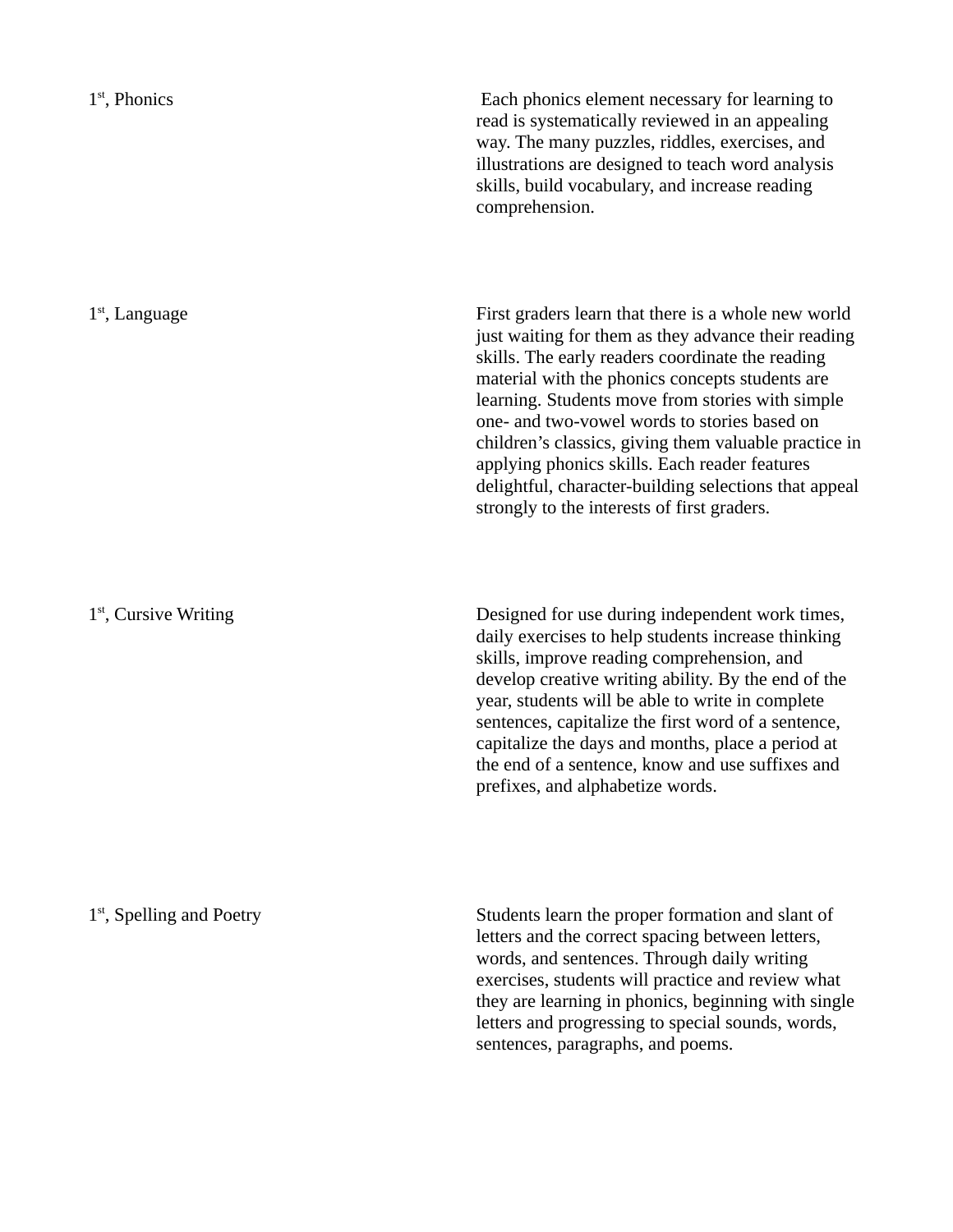| | |
|---|---|
| 1st, Phonics | Each phonics element necessary for learning to read is systematically reviewed in an appealing way. The many puzzles, riddles, exercises, and illustrations are designed to teach word analysis skills, build vocabulary, and increase reading comprehension. |
| 1st, Language | First graders learn that there is a whole new world just waiting for them as they advance their reading skills. The early readers coordinate the reading material with the phonics concepts students are learning. Students move from stories with simple one- and two-vowel words to stories based on children's classics, giving them valuable practice in applying phonics skills. Each reader features delightful, character-building selections that appeal strongly to the interests of first graders. |
| 1st, Cursive Writing | Designed for use during independent work times, daily exercises to help students increase thinking skills, improve reading comprehension, and develop creative writing ability. By the end of the year, students will be able to write in complete sentences, capitalize the first word of a sentence, capitalize the days and months, place a period at the end of a sentence, know and use suffixes and prefixes, and alphabetize words. |
| 1st, Spelling and Poetry | Students learn the proper formation and slant of letters and the correct spacing between letters, words, and sentences. Through daily writing exercises, students will practice and review what they are learning in phonics, beginning with single letters and progressing to special sounds, words, sentences, paragraphs, and poems. |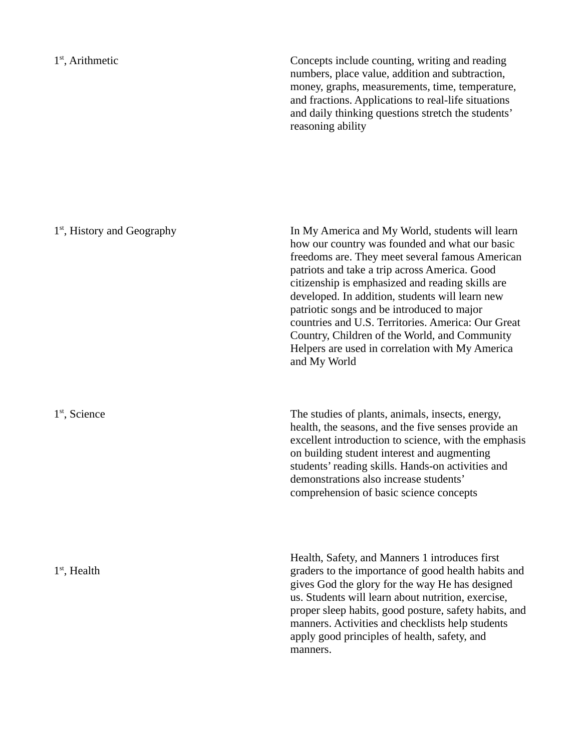| | |
|---|---|
| 1st, Arithmetic | Concepts include counting, writing and reading numbers, place value, addition and subtraction, money, graphs, measurements, time, temperature, and fractions. Applications to real-life situations and daily thinking questions stretch the students' reasoning ability |
| 1st, History and Geography | In My America and My World, students will learn how our country was founded and what our basic freedoms are. They meet several famous American patriots and take a trip across America. Good citizenship is emphasized and reading skills are developed. In addition, students will learn new patriotic songs and be introduced to major countries and U.S. Territories. America: Our Great Country, Children of the World, and Community Helpers are used in correlation with My America and My World |
| 1st, Science | The studies of plants, animals, insects, energy, health, the seasons, and the five senses provide an excellent introduction to science, with the emphasis on building student interest and augmenting students' reading skills. Hands-on activities and demonstrations also increase students' comprehension of basic science concepts |
| 1st, Health | Health, Safety, and Manners 1 introduces first graders to the importance of good health habits and gives God the glory for the way He has designed us. Students will learn about nutrition, exercise, proper sleep habits, good posture, safety habits, and manners. Activities and checklists help students apply good principles of health, safety, and manners. |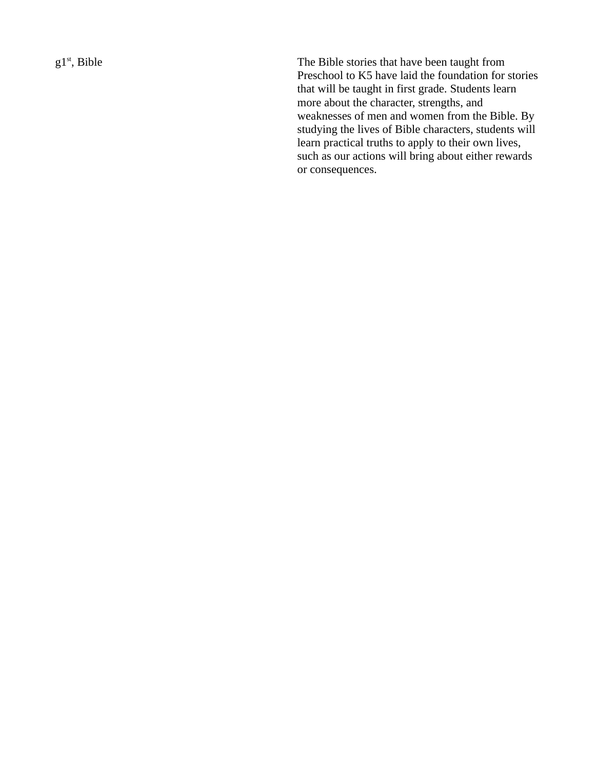| | |
|---|---|
| g1st, Bible | The Bible stories that have been taught from Preschool to K5 have laid the foundation for stories that will be taught in first grade. Students learn more about the character, strengths, and weaknesses of men and women from the Bible. By studying the lives of Bible characters, students will learn practical truths to apply to their own lives, such as our actions will bring about either rewards or consequences. |